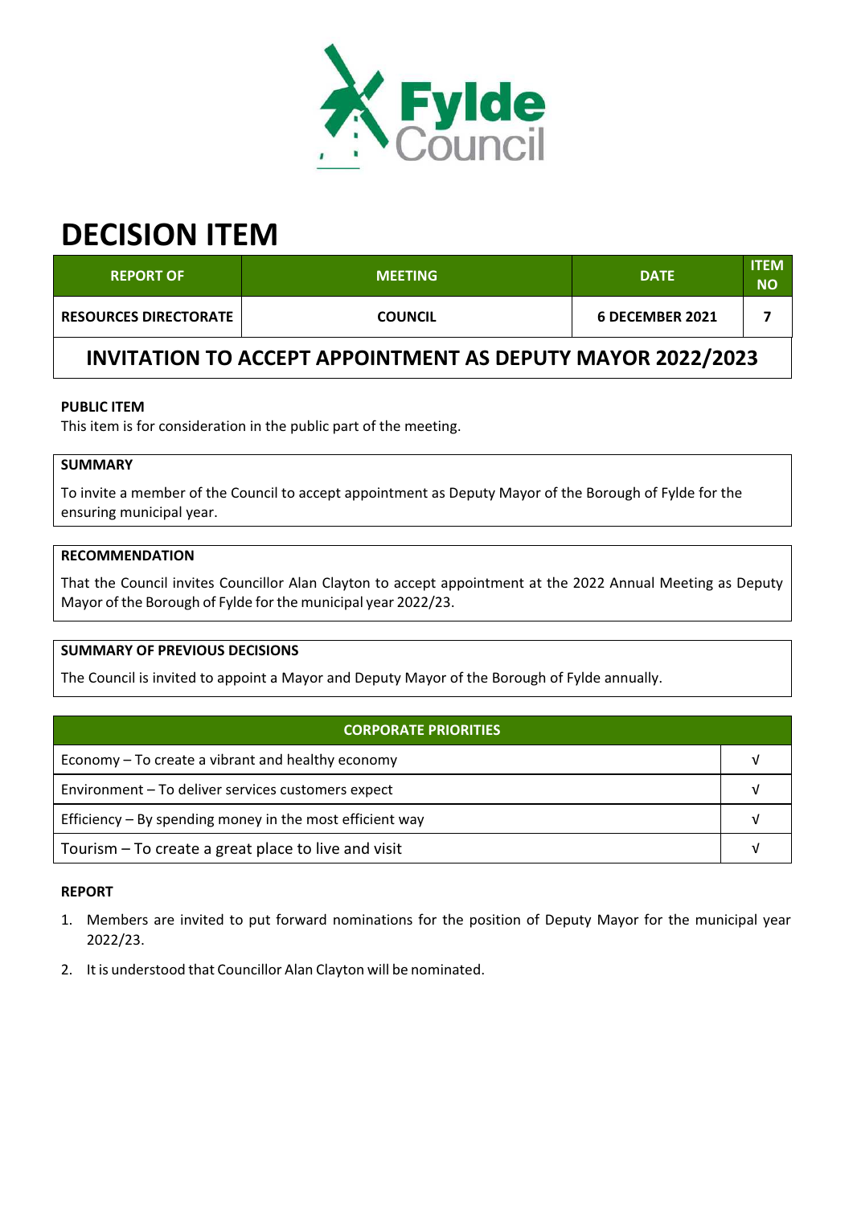# DECISION ITEM

| REPORT OF | MEETING | DATE | ITEM NO |
|---|---|---|---|
| RESOURCES DIRECTORATE | COUNCIL | 6 DECEMBER 2021 | 7 |

## INVITATION TO ACCEPT APPOINTMENT AS DEPUTY MAYOR 2022/2023

**PUBLIC ITEM**

This item is for consideration in the public part of the meeting.

**SUMMARY**

To invite a member of the Council to accept appointment as Deputy Mayor of the Borough of Fylde for the ensuring municipal year.

**RECOMMENDATION**

That the Council invites Councillor Alan Clayton to accept appointment at the 2022 Annual Meeting as Deputy Mayor of the Borough of Fylde for the municipal year 2022/23.

**SUMMARY OF PREVIOUS DECISIONS**

The Council is invited to appoint a Mayor and Deputy Mayor of the Borough of Fylde annually.

| CORPORATE PRIORITIES | |
|---|---|
| Economy – To create a vibrant and healthy economy | √ |
| Environment – To deliver services customers expect | √ |
| Efficiency – By spending money in the most efficient way | √ |
| Tourism – To create a great place to live and visit | √ |

**REPORT**

1. Members are invited to put forward nominations for the position of Deputy Mayor for the municipal year 2022/23.
2. It is understood that Councillor Alan Clayton will be nominated.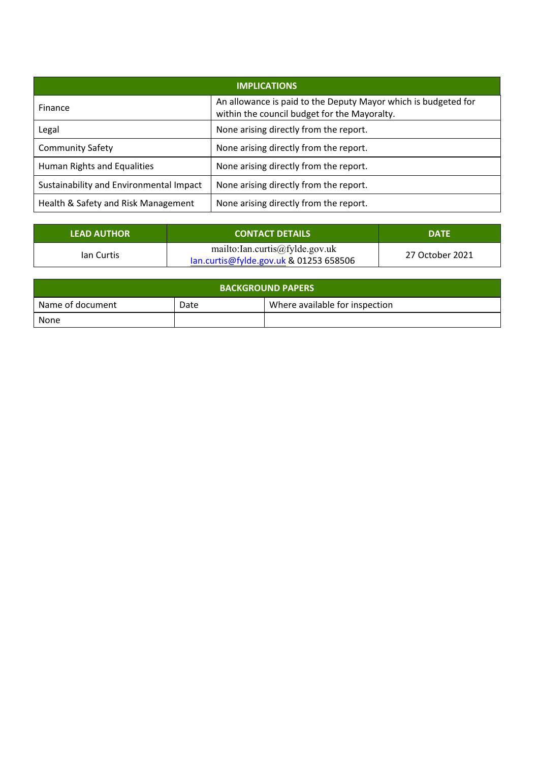| IMPLICATIONS | |
|---|---|
| Finance | An allowance is paid to the Deputy Mayor which is budgeted for within the council budget for the Mayoralty. |
| Legal | None arising directly from the report. |
| Community Safety | None arising directly from the report. |
| Human Rights and Equalities | None arising directly from the report. |
| Sustainability and Environmental Impact | None arising directly from the report. |
| Health & Safety and Risk Management | None arising directly from the report. |

| LEAD AUTHOR | CONTACT DETAILS | DATE |
|---|---|---|
| Ian Curtis | mailto:Ian.curtis@fylde.gov.uk Ian.curtis@fylde.gov.uk & 01253 658506 | 27 October 2021 |

| BACKGROUND PAPERS | | |
|---|---|---|
| Name of document | Date | Where available for inspection |
| None | | |